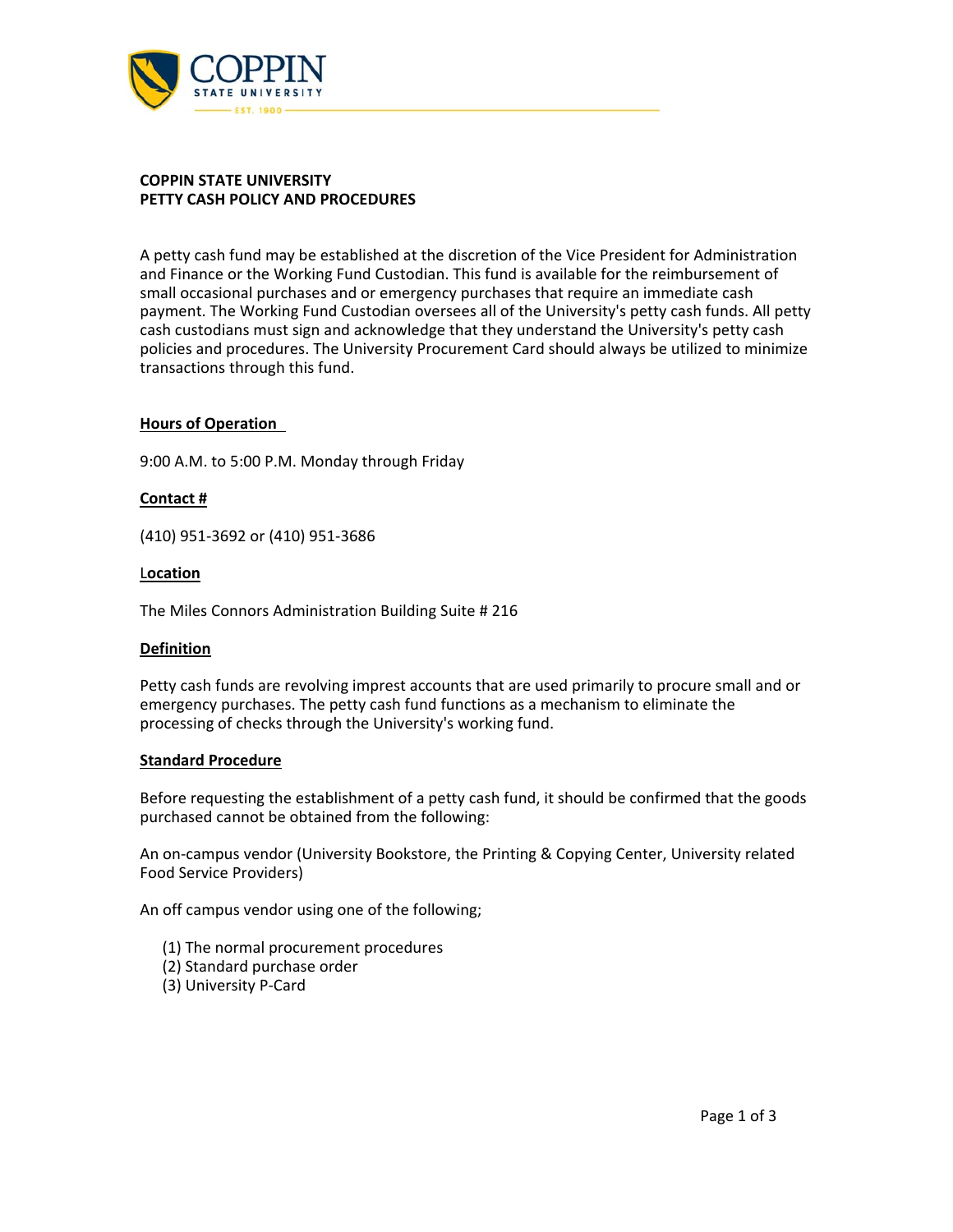**COPPIN STATE UNIVERSITY**
**PETTY CASH POLICY AND PROCEDURES**

A petty cash fund may be established at the discretion of the Vice President for Administration and Finance or the Working Fund Custodian. This fund is available for the reimbursement of small occasional purchases and or emergency purchases that require an immediate cash payment. The Working Fund Custodian oversees all of the University's petty cash funds. All petty cash custodians must sign and acknowledge that they understand the University's petty cash policies and procedures. The University Procurement Card should always be utilized to minimize transactions through this fund.

**Hours of Operation**

9:00 A.M. to 5:00 P.M. Monday through Friday

**Contact #**

(410) 951-3692 or (410) 951-3686

**Location**

The Miles Connors Administration Building Suite # 216

**Definition**

Petty cash funds are revolving imprest accounts that are used primarily to procure small and or emergency purchases. The petty cash fund functions as a mechanism to eliminate the processing of checks through the University's working fund.

**Standard Procedure**

Before requesting the establishment of a petty cash fund, it should be confirmed that the goods purchased cannot be obtained from the following:

An on-campus vendor (University Bookstore, the Printing & Copying Center, University related Food Service Providers)

An off campus vendor using one of the following;

(1) The normal procurement procedures
(2) Standard purchase order
(3) University P-Card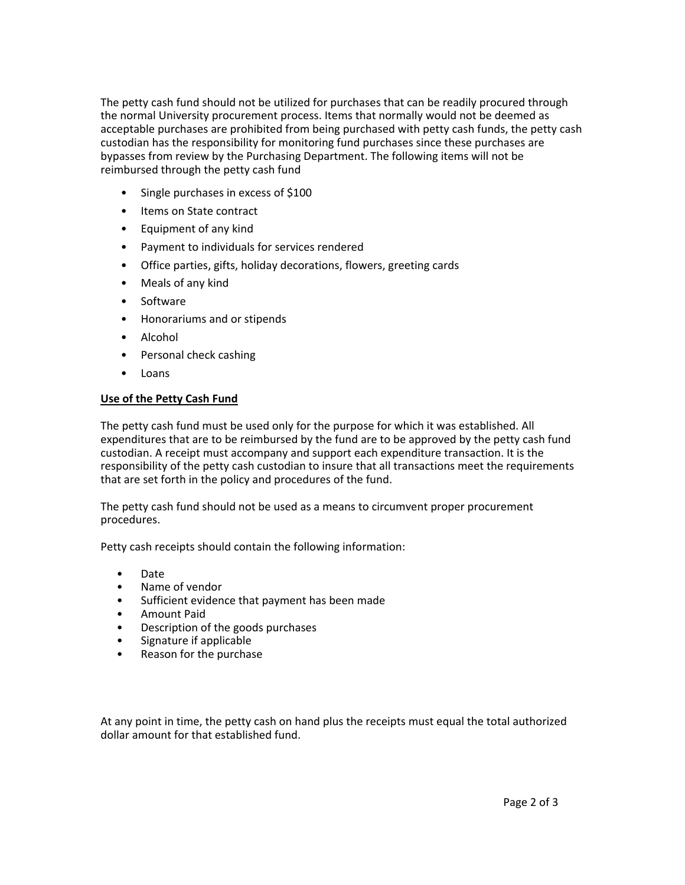The petty cash fund should not be utilized for purchases that can be readily procured through the normal University procurement process. Items that normally would not be deemed as acceptable purchases are prohibited from being purchased with petty cash funds, the petty cash custodian has the responsibility for monitoring fund purchases since these purchases are bypasses from review by the Purchasing Department. The following items will not be reimbursed through the petty cash fund

- Single purchases in excess of $100
- Items on State contract
- Equipment of any kind
- Payment to individuals for services rendered
- Office parties, gifts, holiday decorations, flowers, greeting cards
- Meals of any kind
- Software
- Honorariums and or stipends
- Alcohol
- Personal check cashing
- Loans

**Use of the Petty Cash Fund**

The petty cash fund must be used only for the purpose for which it was established. All expenditures that are to be reimbursed by the fund are to be approved by the petty cash fund custodian. A receipt must accompany and support each expenditure transaction. It is the responsibility of the petty cash custodian to insure that all transactions meet the requirements that are set forth in the policy and procedures of the fund.

The petty cash fund should not be used as a means to circumvent proper procurement procedures.

Petty cash receipts should contain the following information:

- Date
- Name of vendor
- Sufficient evidence that payment has been made
- Amount Paid
- Description of the goods purchases
- Signature if applicable
- Reason for the purchase

At any point in time, the petty cash on hand plus the receipts must equal the total authorized dollar amount for that established fund.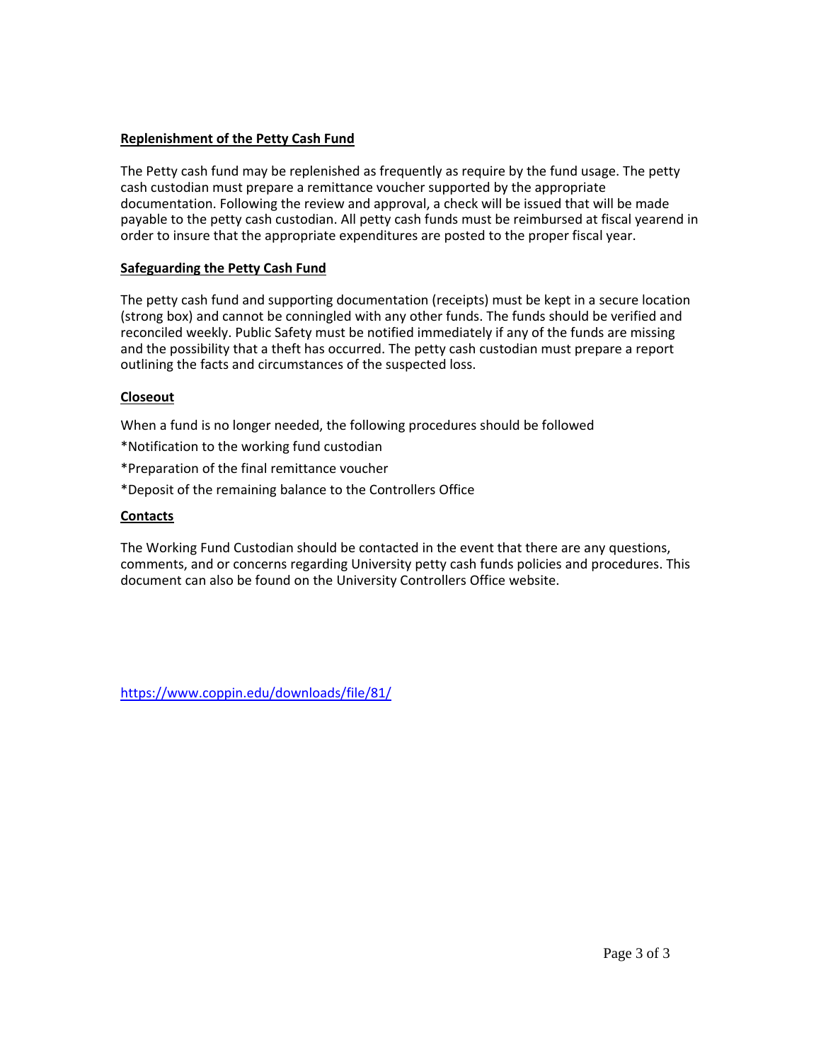**Replenishment of the Petty Cash Fund**

The Petty cash fund may be replenished as frequently as require by the fund usage. The petty cash custodian must prepare a remittance voucher supported by the appropriate documentation. Following the review and approval, a check will be issued that will be made payable to the petty cash custodian. All petty cash funds must be reimbursed at fiscal yearend in order to insure that the appropriate expenditures are posted to the proper fiscal year.

**Safeguarding the Petty Cash Fund**

The petty cash fund and supporting documentation (receipts) must be kept in a secure location (strong box) and cannot be conningled with any other funds. The funds should be verified and reconciled weekly. Public Safety must be notified immediately if any of the funds are missing and the possibility that a theft has occurred. The petty cash custodian must prepare a report outlining the facts and circumstances of the suspected loss.

**Closeout**

When a fund is no longer needed, the following procedures should be followed

*Notification to the working fund custodian

*Preparation of the final remittance voucher

*Deposit of the remaining balance to the Controllers Office

**Contacts**

The Working Fund Custodian should be contacted in the event that there are any questions, comments, and or concerns regarding University petty cash funds policies and procedures. This document can also be found on the University Controllers Office website.

https://www.coppin.edu/downloads/file/81/